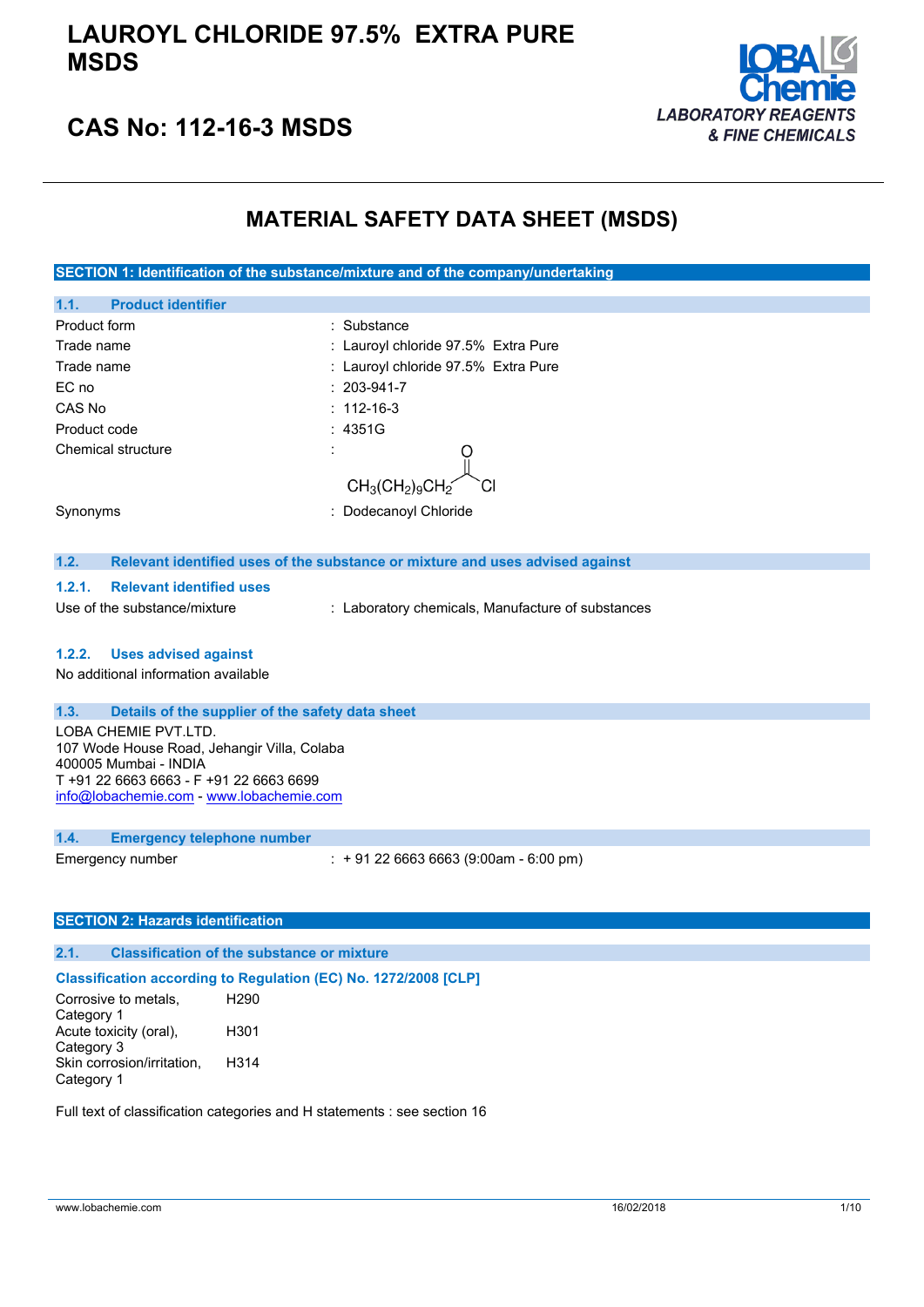# LAUROYL CHLORIDE 97.5% EXTRA PURE MSDS

## CAS No: 112-16-3 MSDS

LOBA Chemie
*LABORATORY REAGENTS & FINE CHEMICALS*

## MATERIAL SAFETY DATA SHEET (MSDS)

### SECTION 1: Identification of the substance/mixture and of the company/undertaking

#### 1.1. Product identifier

| | |
|---|---|
| Product form | : Substance |
| Trade name | : Lauroyl chloride 97.5% Extra Pure |
| Trade name | : Lauroyl chloride 97.5% Extra Pure |
| EC no | : 203-941-7 |
| CAS No | : 112-16-3 |
| Product code | : 4351G |
| Chemical structure | : $CH_3(CH_2)_9CH_2C(=O)Cl$ |
| Synonyms | : Dodecanoyl Chloride |

#### 1.2. Relevant identified uses of the substance or mixture and uses advised against

##### 1.2.1. Relevant identified uses

Use of the substance/mixture : Laboratory chemicals, Manufacture of substances

##### 1.2.2. Uses advised against

No additional information available

#### 1.3. Details of the supplier of the safety data sheet

LOBA CHEMIE PVT.LTD.
107 Wode House Road, Jehangir Villa, Colaba
400005 Mumbai - INDIA
T +91 22 6663 6663 - F +91 22 6663 6699
info@lobachemie.com - www.lobachemie.com

#### 1.4. Emergency telephone number

Emergency number : + 91 22 6663 6663 (9:00am - 6:00 pm)

### SECTION 2: Hazards identification

#### 2.1. Classification of the substance or mixture

**Classification according to Regulation (EC) No. 1272/2008 [CLP]**

| | |
|---|---|
| Corrosive to metals, Category 1 | H290 |
| Acute toxicity (oral), Category 3 | H301 |
| Skin corrosion/irritation, Category 1 | H314 |

Full text of classification categories and H statements : see section 16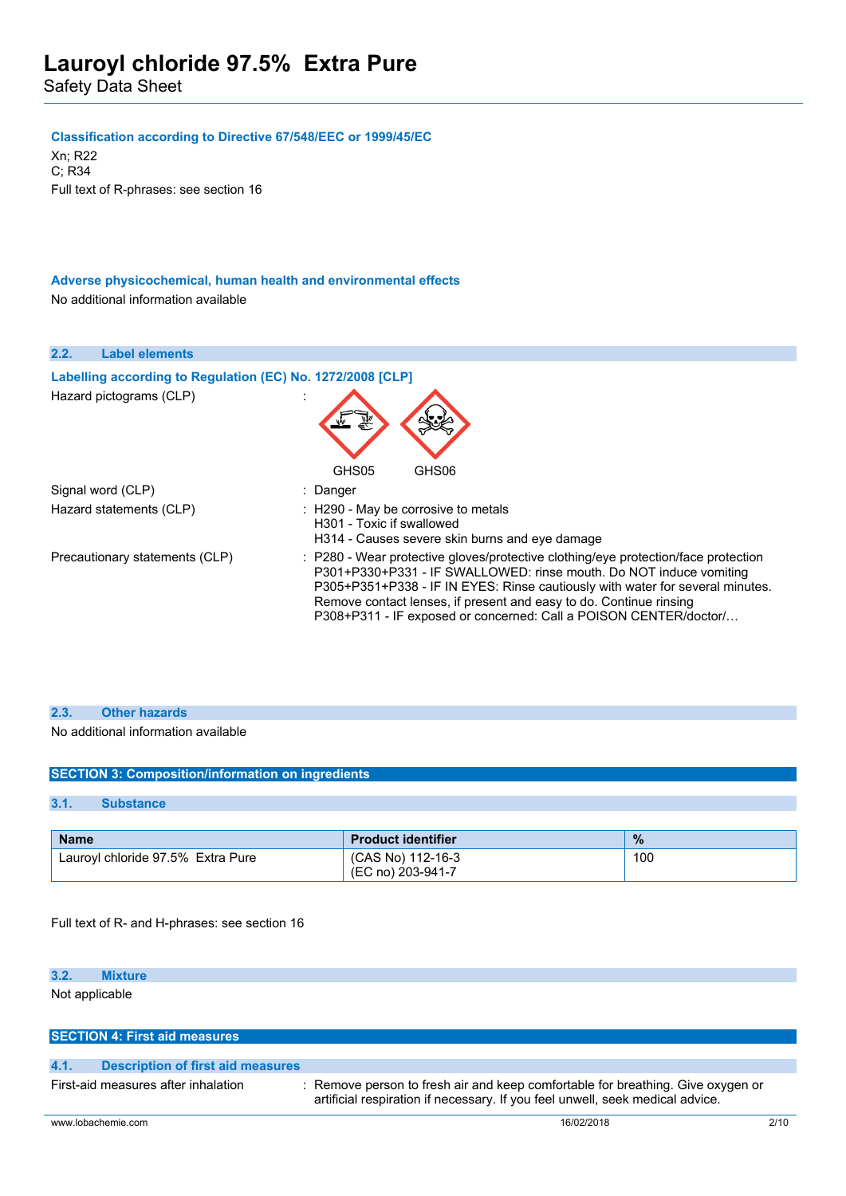**Classification according to Directive 67/548/EEC or 1999/45/EC**

Xn; R22
C; R34
Full text of R-phrases: see section 16

**Adverse physicochemical, human health and environmental effects**

No additional information available

### 2.2. Label elements

**Labelling according to Regulation (EC) No. 1272/2008 [CLP]**

Hazard pictograms (CLP) :

GHS05 GHS06

| | |
|---|---|
| Signal word (CLP) | : Danger |
| Hazard statements (CLP) | : H290 - May be corrosive to metals<br>H301 - Toxic if swallowed<br>H314 - Causes severe skin burns and eye damage |
| Precautionary statements (CLP) | : P280 - Wear protective gloves/protective clothing/eye protection/face protection<br>P301+P330+P331 - IF SWALLOWED: rinse mouth. Do NOT induce vomiting<br>P305+P351+P338 - IF IN EYES: Rinse cautiously with water for several minutes. Remove contact lenses, if present and easy to do. Continue rinsing<br>P308+P311 - IF exposed or concerned: Call a POISON CENTER/doctor/… |

### 2.3. Other hazards

No additional information available

## SECTION 3: Composition/information on ingredients

### 3.1. Substance

| Name | Product identifier | % |
|---|---|---|
| Lauroyl chloride 97.5% Extra Pure | (CAS No) 112-16-3<br>(EC no) 203-941-7 | 100 |

Full text of R- and H-phrases: see section 16

### 3.2. Mixture

Not applicable

## SECTION 4: First aid measures

### 4.1. Description of first aid measures

| | |
|---|---|
| First-aid measures after inhalation | : Remove person to fresh air and keep comfortable for breathing. Give oxygen or artificial respiration if necessary. If you feel unwell, seek medical advice. |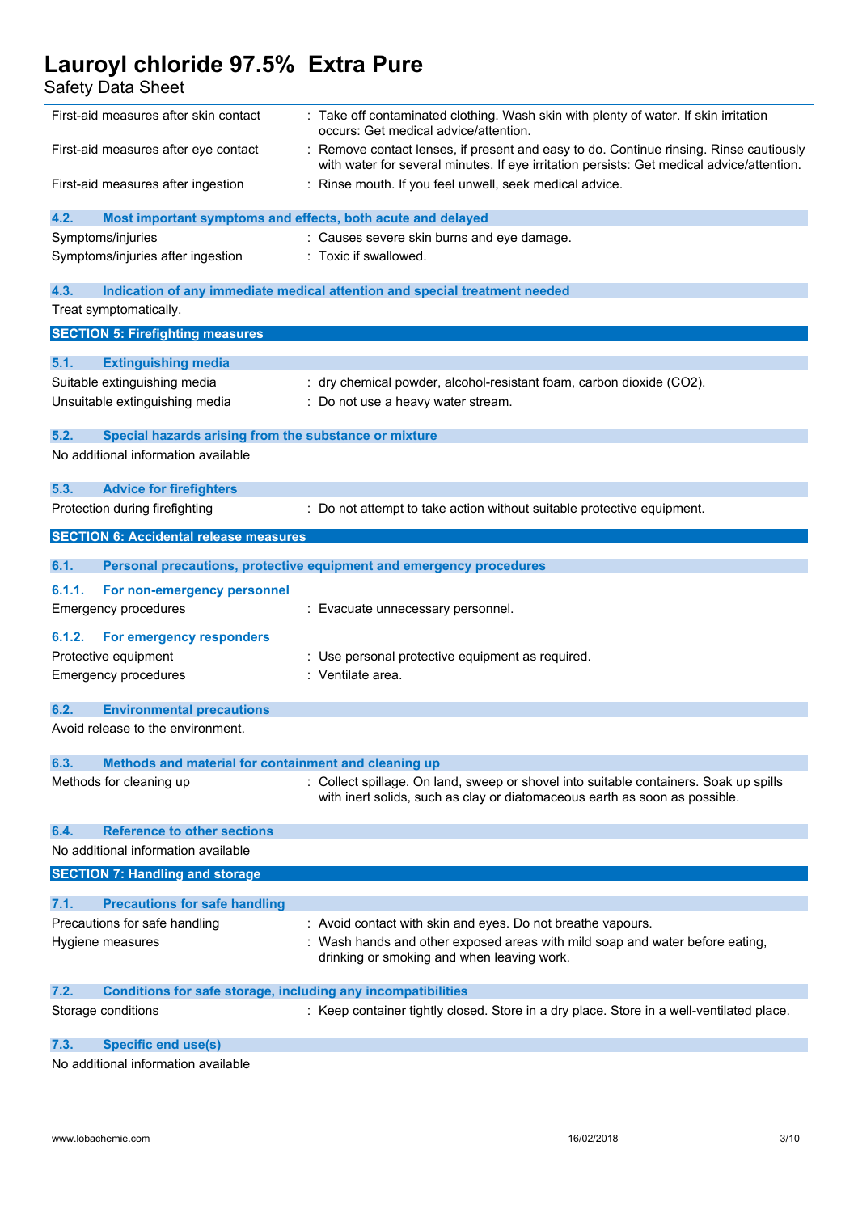| | |
|---|---|
| First-aid measures after skin contact | : Take off contaminated clothing. Wash skin with plenty of water. If skin irritation occurs: Get medical advice/attention. |
| First-aid measures after eye contact | : Remove contact lenses, if present and easy to do. Continue rinsing. Rinse cautiously with water for several minutes. If eye irritation persists: Get medical advice/attention. |
| First-aid measures after ingestion | : Rinse mouth. If you feel unwell, seek medical advice. |

### 4.2. Most important symptoms and effects, both acute and delayed

| | |
|---|---|
| Symptoms/injuries | : Causes severe skin burns and eye damage. |
| Symptoms/injuries after ingestion | : Toxic if swallowed. |

### 4.3. Indication of any immediate medical attention and special treatment needed

Treat symptomatically.

## SECTION 5: Firefighting measures

### 5.1. Extinguishing media

| | |
|---|---|
| Suitable extinguishing media | : dry chemical powder, alcohol-resistant foam, carbon dioxide ($CO_2$). |
| Unsuitable extinguishing media | : Do not use a heavy water stream. |

### 5.2. Special hazards arising from the substance or mixture

No additional information available

### 5.3. Advice for firefighters

| | |
|---|---|
| Protection during firefighting | : Do not attempt to take action without suitable protective equipment. |

## SECTION 6: Accidental release measures

### 6.1. Personal precautions, protective equipment and emergency procedures

#### 6.1.1. For non-emergency personnel

| | |
|---|---|
| Emergency procedures | : Evacuate unnecessary personnel. |

#### 6.1.2. For emergency responders

| | |
|---|---|
| Protective equipment | : Use personal protective equipment as required. |
| Emergency procedures | : Ventilate area. |

### 6.2. Environmental precautions

Avoid release to the environment.

### 6.3. Methods and material for containment and cleaning up

| | |
|---|---|
| Methods for cleaning up | : Collect spillage. On land, sweep or shovel into suitable containers. Soak up spills with inert solids, such as clay or diatomaceous earth as soon as possible. |

### 6.4. Reference to other sections

No additional information available

## SECTION 7: Handling and storage

### 7.1. Precautions for safe handling

| | |
|---|---|
| Precautions for safe handling | : Avoid contact with skin and eyes. Do not breathe vapours. |
| Hygiene measures | : Wash hands and other exposed areas with mild soap and water before eating, drinking or smoking and when leaving work. |

### 7.2. Conditions for safe storage, including any incompatibilities

| | |
|---|---|
| Storage conditions | : Keep container tightly closed. Store in a dry place. Store in a well-ventilated place. |

### 7.3. Specific end use(s)

No additional information available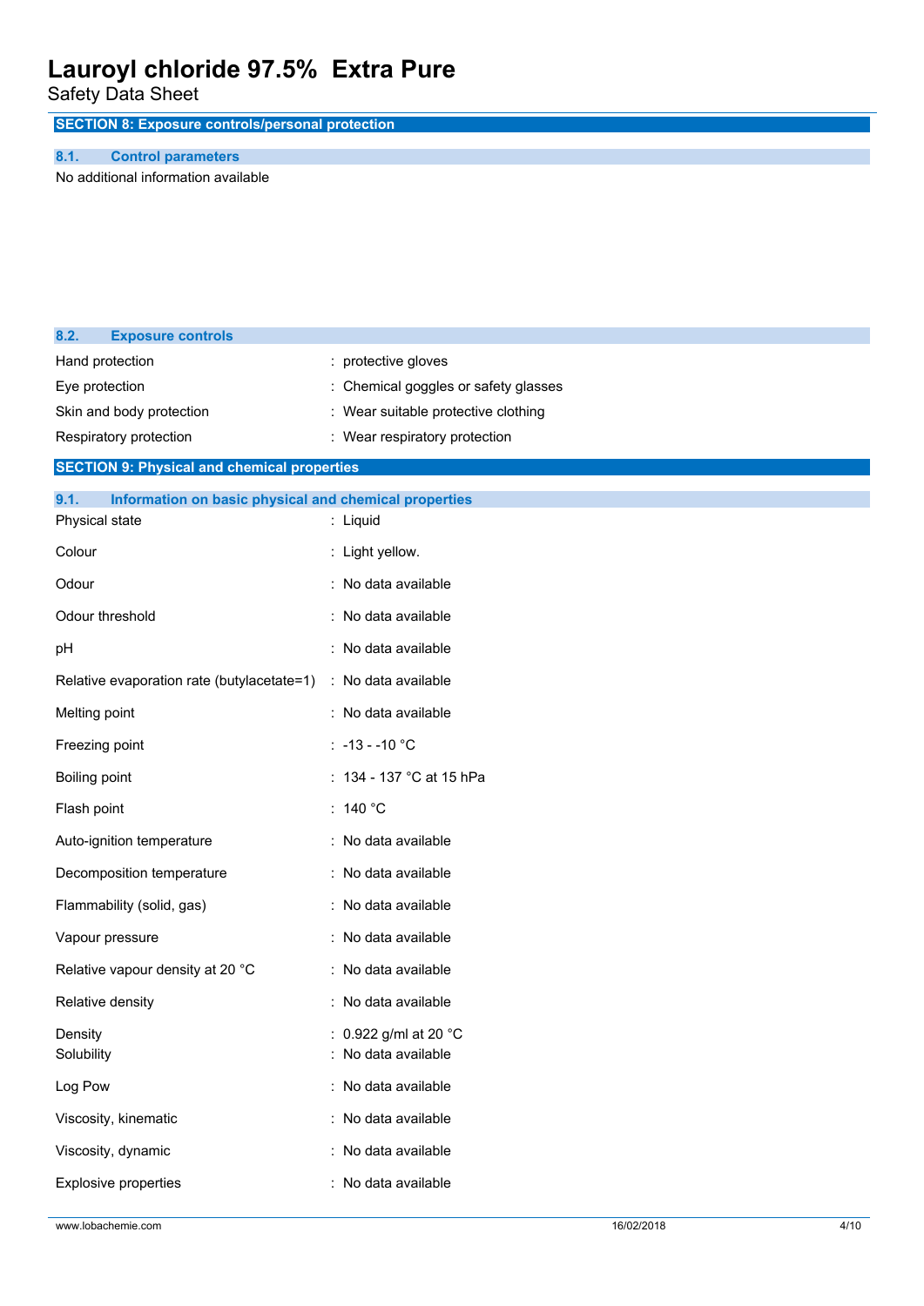## SECTION 8: Exposure controls/personal protection

### 8.1. Control parameters

No additional information available

### 8.2. Exposure controls

| | |
|---|---|
| Hand protection | : protective gloves |
| Eye protection | : Chemical goggles or safety glasses |
| Skin and body protection | : Wear suitable protective clothing |
| Respiratory protection | : Wear respiratory protection |

## SECTION 9: Physical and chemical properties

### 9.1. Information on basic physical and chemical properties

| | |
|---|---|
| Physical state | : Liquid |
| Colour | : Light yellow. |
| Odour | : No data available |
| Odour threshold | : No data available |
| pH | : No data available |
| Relative evaporation rate (butylacetate=1) | : No data available |
| Melting point | : No data available |
| Freezing point | : -13 - -10 °C |
| Boiling point | : 134 - 137 °C at 15 hPa |
| Flash point | : 140 °C |
| Auto-ignition temperature | : No data available |
| Decomposition temperature | : No data available |
| Flammability (solid, gas) | : No data available |
| Vapour pressure | : No data available |
| Relative vapour density at 20 °C | : No data available |
| Relative density | : No data available |
| Density | : 0.922 g/ml at 20 °C |
| Solubility | : No data available |
| Log Pow | : No data available |
| Viscosity, kinematic | : No data available |
| Viscosity, dynamic | : No data available |
| Explosive properties | : No data available |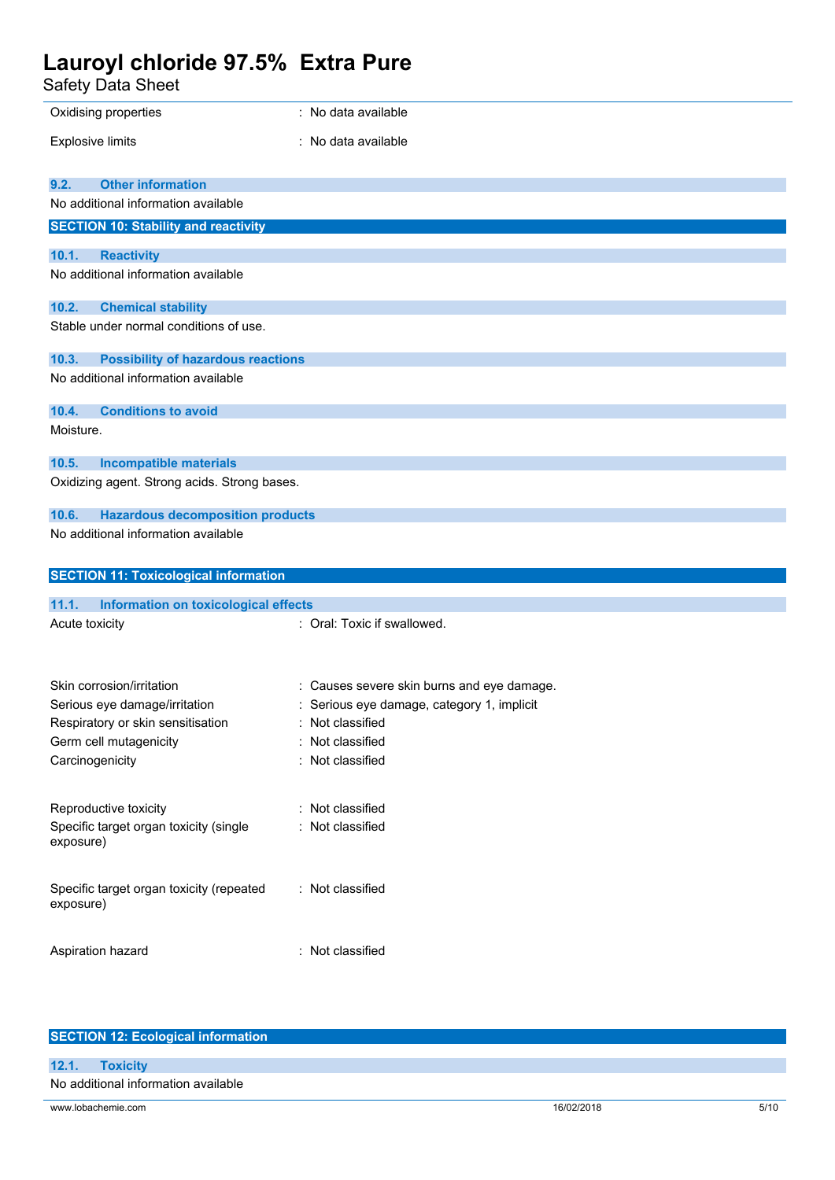| | |
|---|---|
| Oxidising properties | : No data available |
| Explosive limits | : No data available |

### 9.2. Other information

No additional information available

## SECTION 10: Stability and reactivity

### 10.1. Reactivity

No additional information available

### 10.2. Chemical stability

Stable under normal conditions of use.

### 10.3. Possibility of hazardous reactions

No additional information available

### 10.4. Conditions to avoid

Moisture.

### 10.5. Incompatible materials

Oxidizing agent. Strong acids. Strong bases.

### 10.6. Hazardous decomposition products

No additional information available

## SECTION 11: Toxicological information

### 11.1. Information on toxicological effects

| | |
|---|---|
| Acute toxicity | : Oral: Toxic if swallowed. |
| Skin corrosion/irritation | : Causes severe skin burns and eye damage. |
| Serious eye damage/irritation | : Serious eye damage, category 1, implicit |
| Respiratory or skin sensitisation | : Not classified |
| Germ cell mutagenicity | : Not classified |
| Carcinogenicity | : Not classified |
| Reproductive toxicity | : Not classified |
| Specific target organ toxicity (single exposure) | : Not classified |
| Specific target organ toxicity (repeated exposure) | : Not classified |
| Aspiration hazard | : Not classified |

## SECTION 12: Ecological information

### 12.1. Toxicity

No additional information available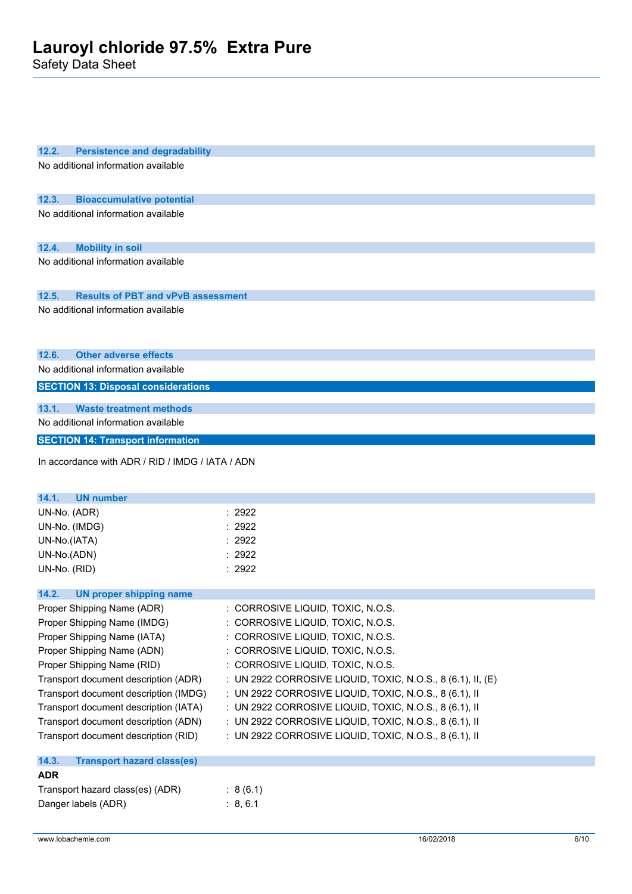### 12.2. Persistence and degradability

No additional information available

### 12.3. Bioaccumulative potential

No additional information available

### 12.4. Mobility in soil

No additional information available

### 12.5. Results of PBT and vPvB assessment

No additional information available

### 12.6. Other adverse effects

No additional information available

## SECTION 13: Disposal considerations

### 13.1. Waste treatment methods

No additional information available

## SECTION 14: Transport information

In accordance with ADR / RID / IMDG / IATA / ADN

### 14.1. UN number

| | |
|---|---|
| UN-No. (ADR) | : 2922 |
| UN-No. (IMDG) | : 2922 |
| UN-No.(IATA) | : 2922 |
| UN-No.(ADN) | : 2922 |
| UN-No. (RID) | : 2922 |

### 14.2. UN proper shipping name

| | |
|---|---|
| Proper Shipping Name (ADR) | : CORROSIVE LIQUID, TOXIC, N.O.S. |
| Proper Shipping Name (IMDG) | : CORROSIVE LIQUID, TOXIC, N.O.S. |
| Proper Shipping Name (IATA) | : CORROSIVE LIQUID, TOXIC, N.O.S. |
| Proper Shipping Name (ADN) | : CORROSIVE LIQUID, TOXIC, N.O.S. |
| Proper Shipping Name (RID) | : CORROSIVE LIQUID, TOXIC, N.O.S. |
| Transport document description (ADR) | : UN 2922 CORROSIVE LIQUID, TOXIC, N.O.S., 8 (6.1), II, (E) |
| Transport document description (IMDG) | : UN 2922 CORROSIVE LIQUID, TOXIC, N.O.S., 8 (6.1), II |
| Transport document description (IATA) | : UN 2922 CORROSIVE LIQUID, TOXIC, N.O.S., 8 (6.1), II |
| Transport document description (ADN) | : UN 2922 CORROSIVE LIQUID, TOXIC, N.O.S., 8 (6.1), II |
| Transport document description (RID) | : UN 2922 CORROSIVE LIQUID, TOXIC, N.O.S., 8 (6.1), II |

### 14.3. Transport hazard class(es)

**ADR**

| | |
|---|---|
| Transport hazard class(es) (ADR) | : 8 (6.1) |
| Danger labels (ADR) | : 8, 6.1 |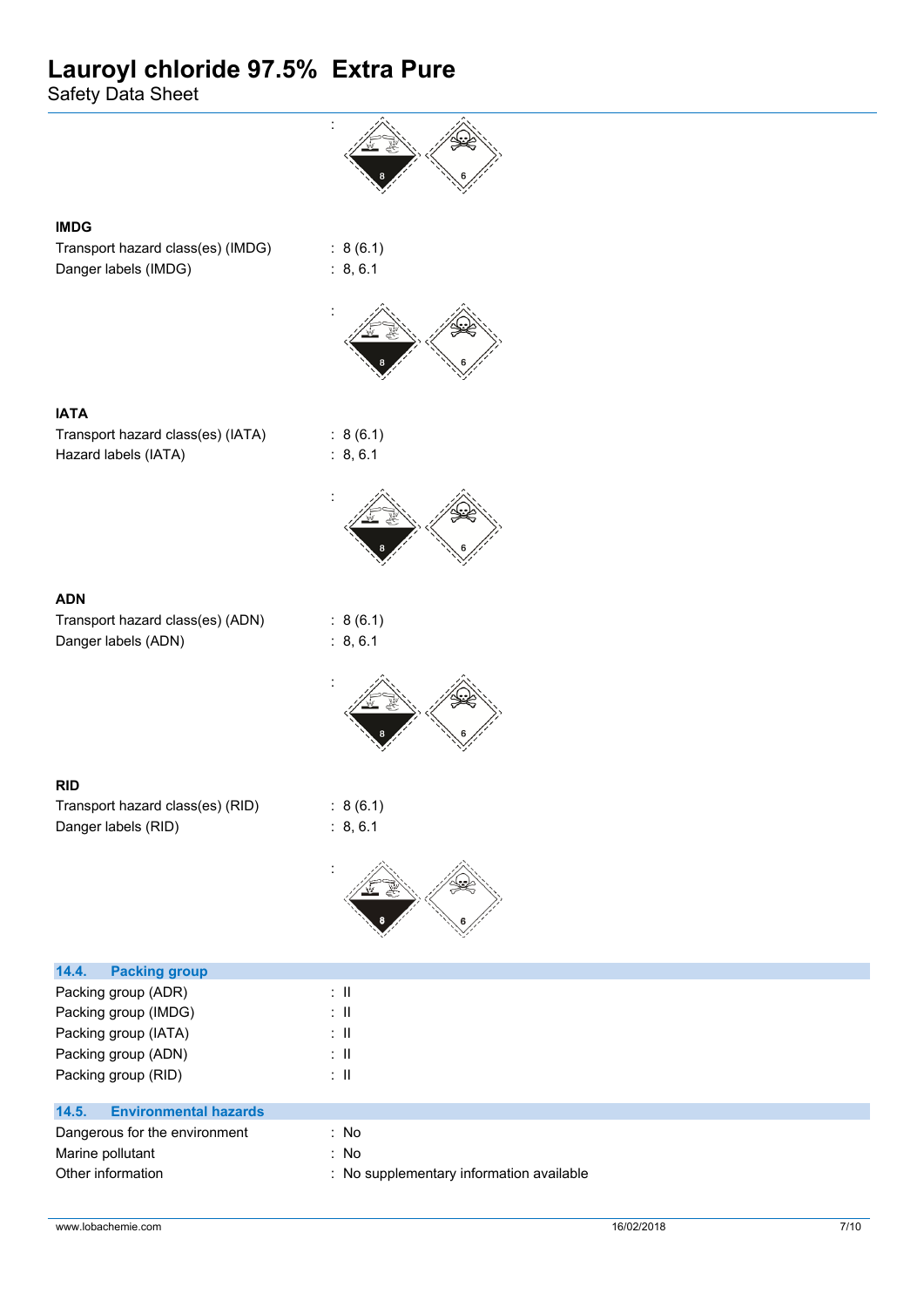:

**IMDG**

Transport hazard class(es) (IMDG) : 8 (6.1)

Danger labels (IMDG) : 8, 6.1

:

**IATA**

Transport hazard class(es) (IATA) : 8 (6.1)

Hazard labels (IATA) : 8, 6.1

:

**ADN**

Transport hazard class(es) (ADN) : 8 (6.1)

Danger labels (ADN) : 8, 6.1

:

**RID**

Transport hazard class(es) (RID) : 8 (6.1)

Danger labels (RID) : 8, 6.1

:

## 14.4. Packing group

Packing group (ADR) : II

Packing group (IMDG) : II

Packing group (IATA) : II

Packing group (ADN) : II

Packing group (RID) : II

## 14.5. Environmental hazards

Dangerous for the environment : No

Marine pollutant : No

Other information : No supplementary information available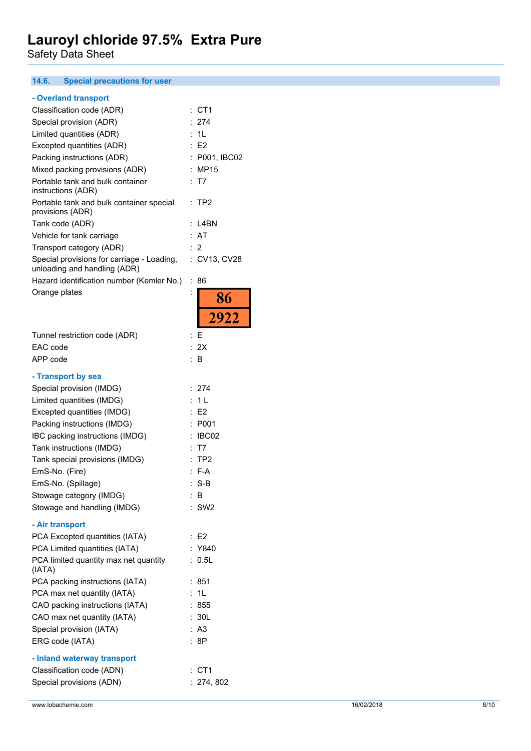### 14.6. Special precautions for user

**- Overland transport**

| | |
|---|---|
| Classification code (ADR) | : CT1 |
| Special provision (ADR) | : 274 |
| Limited quantities (ADR) | : 1L |
| Excepted quantities (ADR) | : E2 |
| Packing instructions (ADR) | : P001, IBC02 |
| Mixed packing provisions (ADR) | : MP15 |
| Portable tank and bulk container instructions (ADR) | : T7 |
| Portable tank and bulk container special provisions (ADR) | : TP2 |
| Tank code (ADR) | : L4BN |
| Vehicle for tank carriage | : AT |
| Transport category (ADR) | : 2 |
| Special provisions for carriage - Loading, unloading and handling (ADR) | : CV13, CV28 |
| Hazard identification number (Kemler No.) | : 86 |
| Orange plates | : 86 / 2922 |
| Tunnel restriction code (ADR) | : E |
| EAC code | : 2X |
| APP code | : B |

**- Transport by sea**

| | |
|---|---|
| Special provision (IMDG) | : 274 |
| Limited quantities (IMDG) | : 1 L |
| Excepted quantities (IMDG) | : E2 |
| Packing instructions (IMDG) | : P001 |
| IBC packing instructions (IMDG) | : IBC02 |
| Tank instructions (IMDG) | : T7 |
| Tank special provisions (IMDG) | : TP2 |
| EmS-No. (Fire) | : F-A |
| EmS-No. (Spillage) | : S-B |
| Stowage category (IMDG) | : B |
| Stowage and handling (IMDG) | : SW2 |

**- Air transport**

| | |
|---|---|
| PCA Excepted quantities (IATA) | : E2 |
| PCA Limited quantities (IATA) | : Y840 |
| PCA limited quantity max net quantity (IATA) | : 0.5L |
| PCA packing instructions (IATA) | : 851 |
| PCA max net quantity (IATA) | : 1L |
| CAO packing instructions (IATA) | : 855 |
| CAO max net quantity (IATA) | : 30L |
| Special provision (IATA) | : A3 |
| ERG code (IATA) | : 8P |

**- Inland waterway transport**

| | |
|---|---|
| Classification code (ADN) | : CT1 |
| Special provisions (ADN) | : 274, 802 |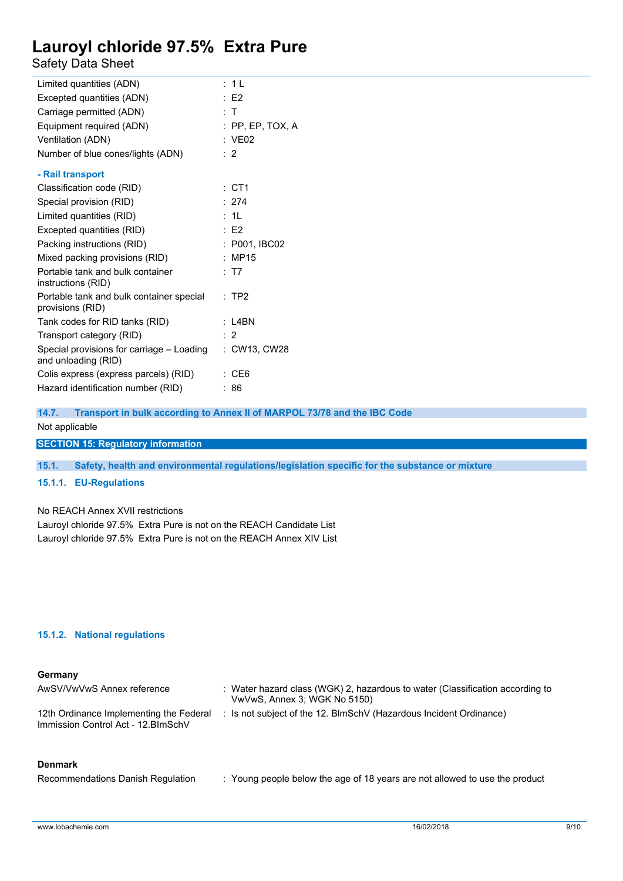| | |
|---|---|
| Limited quantities (ADN) | : 1 L |
| Excepted quantities (ADN) | : E2 |
| Carriage permitted (ADN) | : T |
| Equipment required (ADN) | : PP, EP, TOX, A |
| Ventilation (ADN) | : VE02 |
| Number of blue cones/lights (ADN) | : 2 |

**- Rail transport**

| | |
|---|---|
| Classification code (RID) | : CT1 |
| Special provision (RID) | : 274 |
| Limited quantities (RID) | : 1L |
| Excepted quantities (RID) | : E2 |
| Packing instructions (RID) | : P001, IBC02 |
| Mixed packing provisions (RID) | : MP15 |
| Portable tank and bulk container instructions (RID) | : T7 |
| Portable tank and bulk container special provisions (RID) | : TP2 |
| Tank codes for RID tanks (RID) | : L4BN |
| Transport category (RID) | : 2 |
| Special provisions for carriage – Loading and unloading (RID) | : CW13, CW28 |
| Colis express (express parcels) (RID) | : CE6 |
| Hazard identification number (RID) | : 86 |

### 14.7. Transport in bulk according to Annex II of MARPOL 73/78 and the IBC Code

Not applicable

## SECTION 15: Regulatory information

### 15.1. Safety, health and environmental regulations/legislation specific for the substance or mixture

#### 15.1.1. EU-Regulations

No REACH Annex XVII restrictions

Lauroyl chloride 97.5% Extra Pure is not on the REACH Candidate List

Lauroyl chloride 97.5% Extra Pure is not on the REACH Annex XIV List

#### 15.1.2. National regulations

**Germany**

| | |
|---|---|
| AwSV/VwVwS Annex reference | : Water hazard class (WGK) 2, hazardous to water (Classification according to VwVwS, Annex 3; WGK No 5150) |
| 12th Ordinance Implementing the Federal Immission Control Act - 12.BImSchV | : Is not subject of the 12. BlmSchV (Hazardous Incident Ordinance) |

**Denmark**

| | |
|---|---|
| Recommendations Danish Regulation | : Young people below the age of 18 years are not allowed to use the product |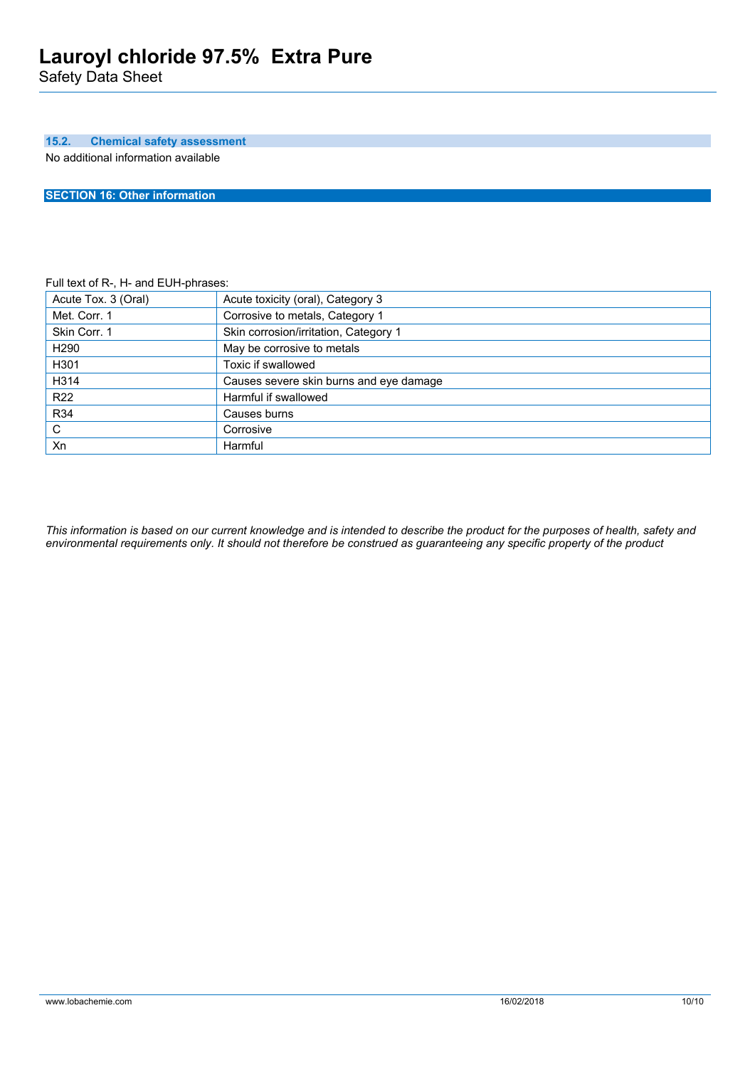### 15.2. Chemical safety assessment

No additional information available

## SECTION 16: Other information

Full text of R-, H- and EUH-phrases:

| | |
|---|---|
| Acute Tox. 3 (Oral) | Acute toxicity (oral), Category 3 |
| Met. Corr. 1 | Corrosive to metals, Category 1 |
| Skin Corr. 1 | Skin corrosion/irritation, Category 1 |
| H290 | May be corrosive to metals |
| H301 | Toxic if swallowed |
| H314 | Causes severe skin burns and eye damage |
| R22 | Harmful if swallowed |
| R34 | Causes burns |
| C | Corrosive |
| Xn | Harmful |

*This information is based on our current knowledge and is intended to describe the product for the purposes of health, safety and environmental requirements only. It should not therefore be construed as guaranteeing any specific property of the product*